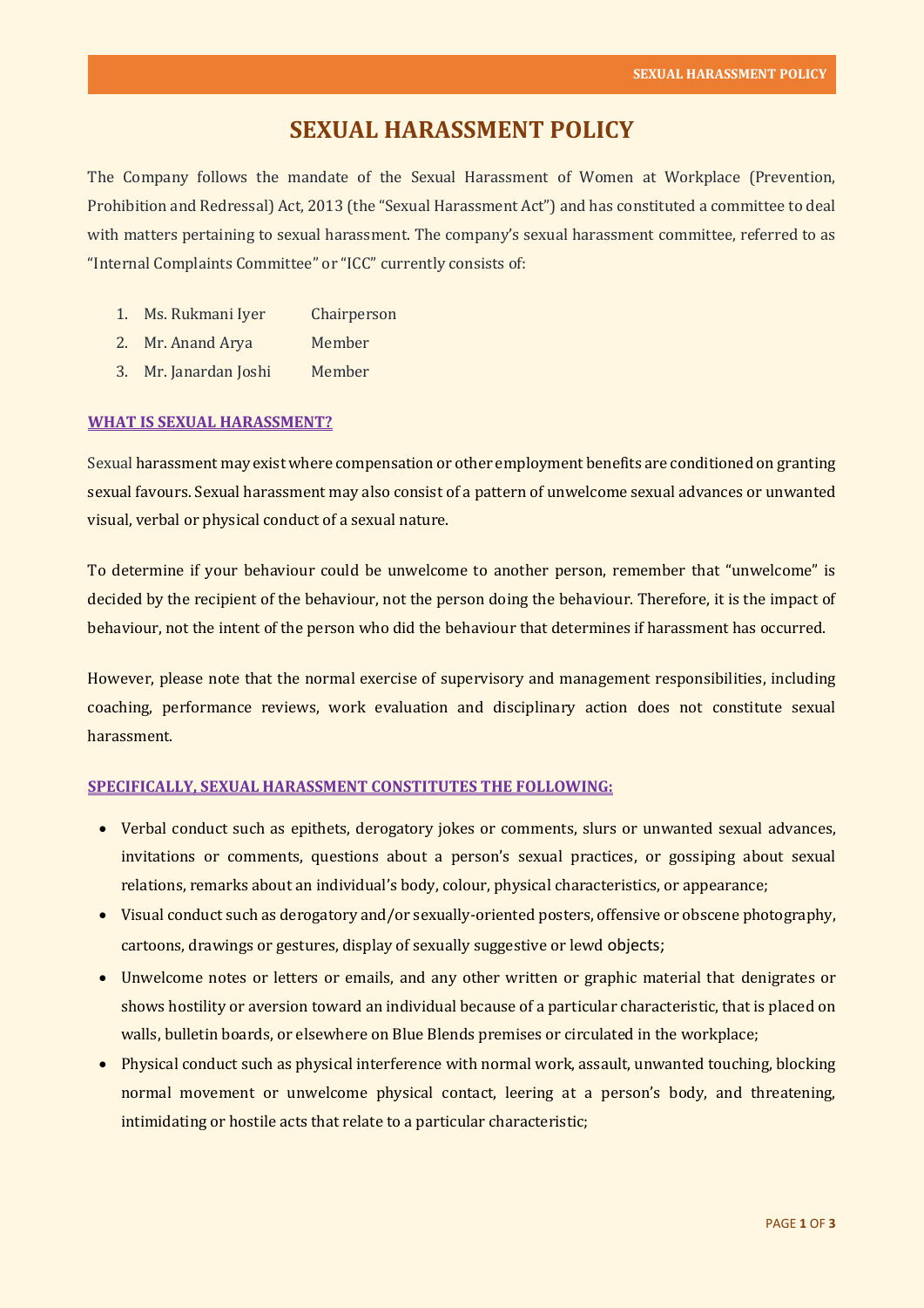# SEXUAL HARASSMENT POLICY

The Company follows the mandate of the Sexual Harassment of Women at Workplace (Prevention, Prohibition and Redressal) Act, 2013 (the "Sexual Harassment Act") and has constituted a committee to deal with matters pertaining to sexual harassment. The company's sexual harassment committee, referred to as "Internal Complaints Committee" or "ICC" currently consists of:

1. Ms. Rukmani Iyer Chairperson
2. Mr. Anand Arya Member
3. Mr. Janardan Joshi Member

## WHAT IS SEXUAL HARASSMENT?

Sexual harassment may exist where compensation or other employment benefits are conditioned on granting sexual favours. Sexual harassment may also consist of a pattern of unwelcome sexual advances or unwanted visual, verbal or physical conduct of a sexual nature.

To determine if your behaviour could be unwelcome to another person, remember that "unwelcome" is decided by the recipient of the behaviour, not the person doing the behaviour. Therefore, it is the impact of behaviour, not the intent of the person who did the behaviour that determines if harassment has occurred.

However, please note that the normal exercise of supervisory and management responsibilities, including coaching, performance reviews, work evaluation and disciplinary action does not constitute sexual harassment.

## SPECIFICALLY, SEXUAL HARASSMENT CONSTITUTES THE FOLLOWING:

- Verbal conduct such as epithets, derogatory jokes or comments, slurs or unwanted sexual advances, invitations or comments, questions about a person's sexual practices, or gossiping about sexual relations, remarks about an individual's body, colour, physical characteristics, or appearance;
- Visual conduct such as derogatory and/or sexually-oriented posters, offensive or obscene photography, cartoons, drawings or gestures, display of sexually suggestive or lewd objects;
- Unwelcome notes or letters or emails, and any other written or graphic material that denigrates or shows hostility or aversion toward an individual because of a particular characteristic, that is placed on walls, bulletin boards, or elsewhere on Blue Blends premises or circulated in the workplace;
- Physical conduct such as physical interference with normal work, assault, unwanted touching, blocking normal movement or unwelcome physical contact, leering at a person's body, and threatening, intimidating or hostile acts that relate to a particular characteristic;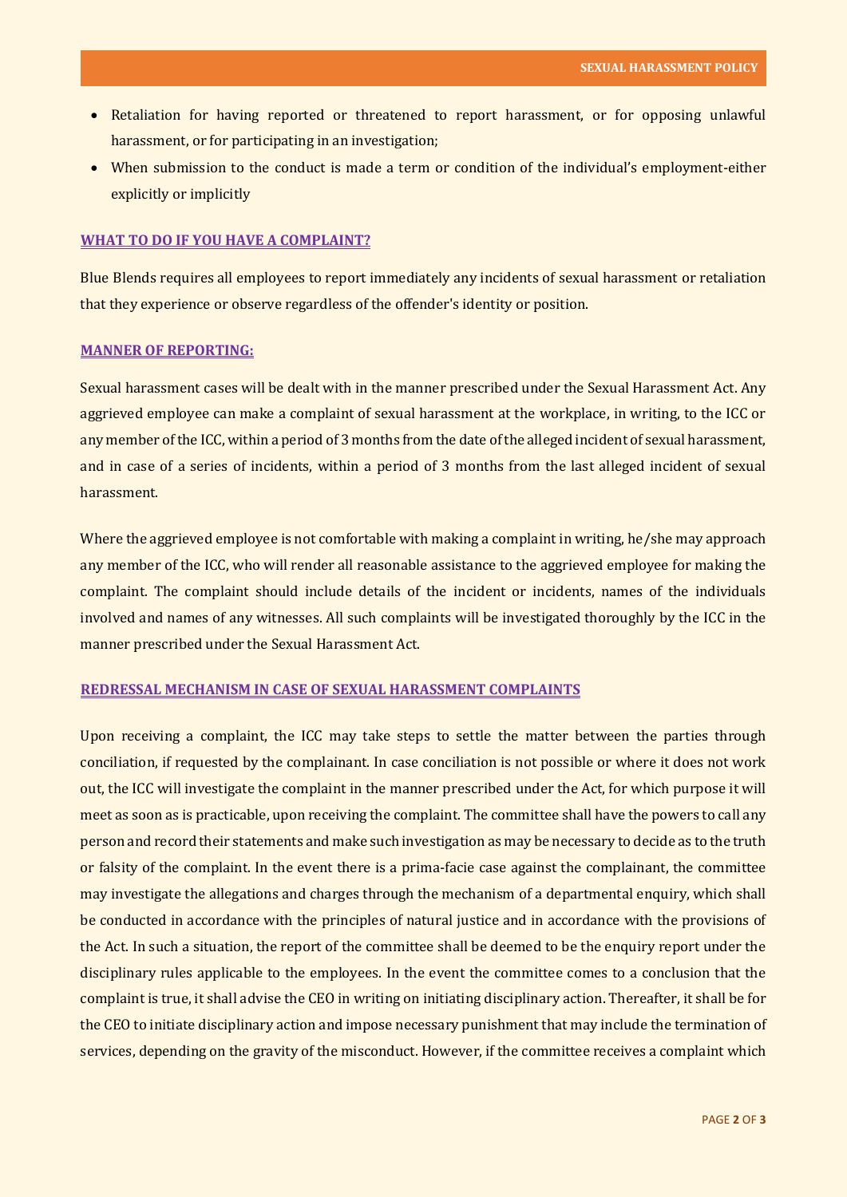- Retaliation for having reported or threatened to report harassment, or for opposing unlawful harassment, or for participating in an investigation;
- When submission to the conduct is made a term or condition of the individual's employment-either explicitly or implicitly

## WHAT TO DO IF YOU HAVE A COMPLAINT?

Blue Blends requires all employees to report immediately any incidents of sexual harassment or retaliation that they experience or observe regardless of the offender's identity or position.

## MANNER OF REPORTING:

Sexual harassment cases will be dealt with in the manner prescribed under the Sexual Harassment Act. Any aggrieved employee can make a complaint of sexual harassment at the workplace, in writing, to the ICC or any member of the ICC, within a period of 3 months from the date of the alleged incident of sexual harassment, and in case of a series of incidents, within a period of 3 months from the last alleged incident of sexual harassment.

Where the aggrieved employee is not comfortable with making a complaint in writing, he/she may approach any member of the ICC, who will render all reasonable assistance to the aggrieved employee for making the complaint. The complaint should include details of the incident or incidents, names of the individuals involved and names of any witnesses. All such complaints will be investigated thoroughly by the ICC in the manner prescribed under the Sexual Harassment Act.

## REDRESSAL MECHANISM IN CASE OF SEXUAL HARASSMENT COMPLAINTS

Upon receiving a complaint, the ICC may take steps to settle the matter between the parties through conciliation, if requested by the complainant. In case conciliation is not possible or where it does not work out, the ICC will investigate the complaint in the manner prescribed under the Act, for which purpose it will meet as soon as is practicable, upon receiving the complaint. The committee shall have the powers to call any person and record their statements and make such investigation as may be necessary to decide as to the truth or falsity of the complaint. In the event there is a prima-facie case against the complainant, the committee may investigate the allegations and charges through the mechanism of a departmental enquiry, which shall be conducted in accordance with the principles of natural justice and in accordance with the provisions of the Act. In such a situation, the report of the committee shall be deemed to be the enquiry report under the disciplinary rules applicable to the employees. In the event the committee comes to a conclusion that the complaint is true, it shall advise the CEO in writing on initiating disciplinary action. Thereafter, it shall be for the CEO to initiate disciplinary action and impose necessary punishment that may include the termination of services, depending on the gravity of the misconduct. However, if the committee receives a complaint which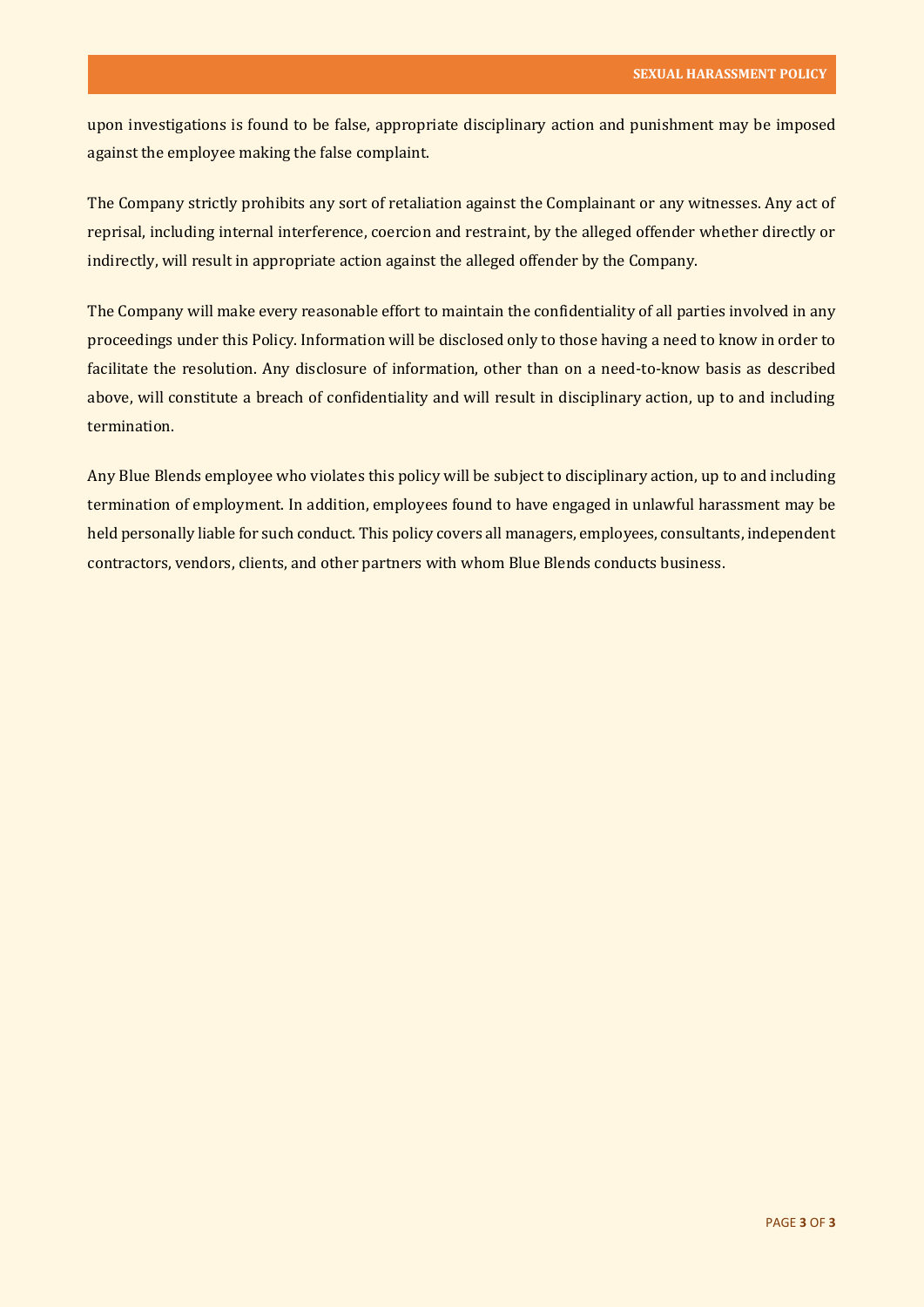upon investigations is found to be false, appropriate disciplinary action and punishment may be imposed against the employee making the false complaint.

The Company strictly prohibits any sort of retaliation against the Complainant or any witnesses. Any act of reprisal, including internal interference, coercion and restraint, by the alleged offender whether directly or indirectly, will result in appropriate action against the alleged offender by the Company.

The Company will make every reasonable effort to maintain the confidentiality of all parties involved in any proceedings under this Policy. Information will be disclosed only to those having a need to know in order to facilitate the resolution. Any disclosure of information, other than on a need-to-know basis as described above, will constitute a breach of confidentiality and will result in disciplinary action, up to and including termination.

Any Blue Blends employee who violates this policy will be subject to disciplinary action, up to and including termination of employment. In addition, employees found to have engaged in unlawful harassment may be held personally liable for such conduct. This policy covers all managers, employees, consultants, independent contractors, vendors, clients, and other partners with whom Blue Blends conducts business.